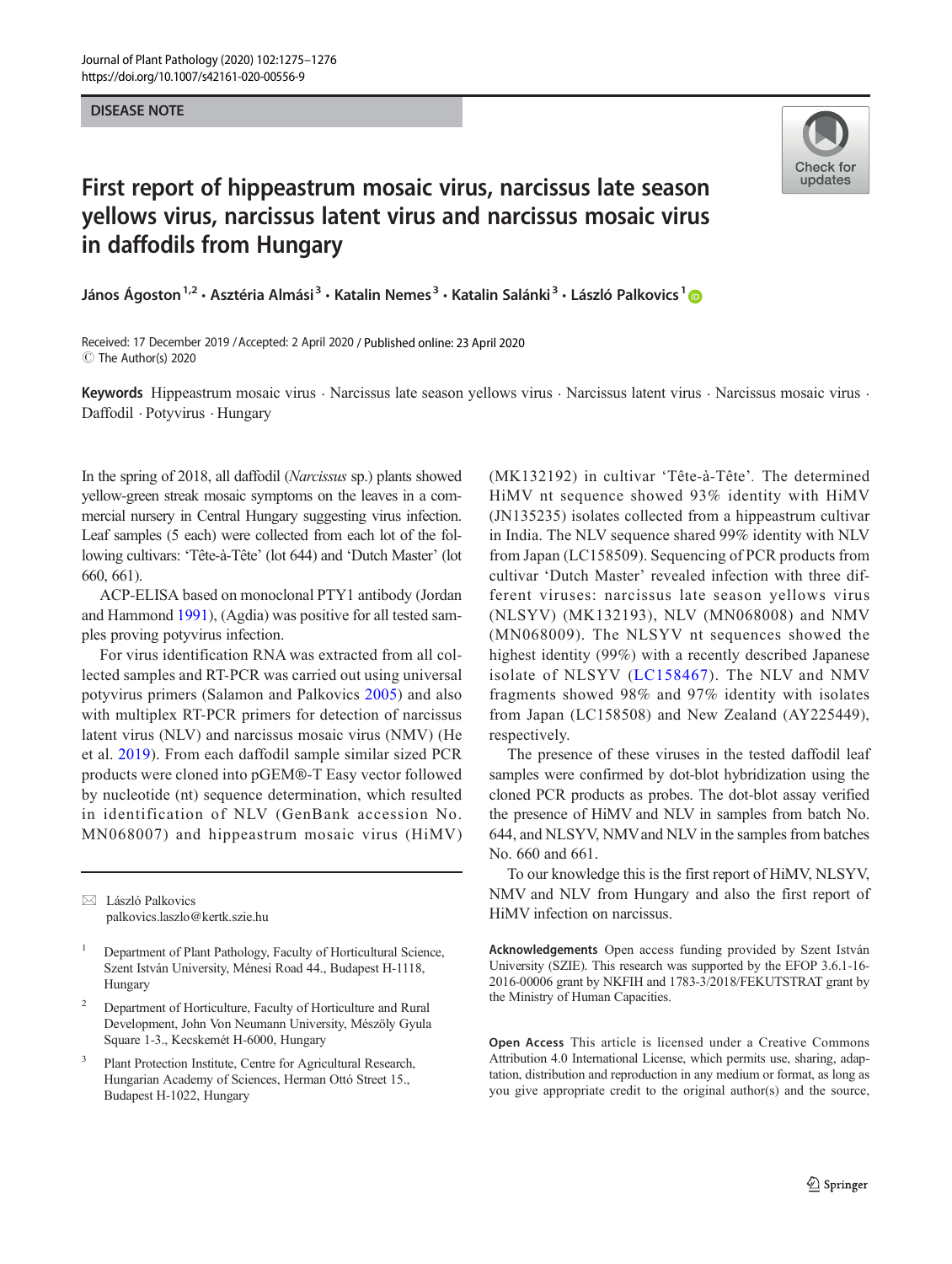DISEASE NOTE

# First report of hippeastrum mosaic virus, narcissus late season yellows virus, narcissus latent virus and narcissus mosaic virus in daffodils from Hungary

János Ágoston[1,2] · Asztéria Almási[3] · Katalin Nemes[3] · Katalin Salánki[3] · László Palkovics[1]

Received: 17 December 2019 / Accepted: 2 April 2020 / Published online: 23 April 2020
© The Author(s) 2020

**Keywords** Hippeastrum mosaic virus · Narcissus late season yellows virus · Narcissus latent virus · Narcissus mosaic virus · Daffodil · Potyvirus · Hungary

In the spring of 2018, all daffodil (*Narcissus* sp.) plants showed yellow-green streak mosaic symptoms on the leaves in a commercial nursery in Central Hungary suggesting virus infection. Leaf samples (5 each) were collected from each lot of the following cultivars: 'Tête-à-Tête' (lot 644) and 'Dutch Master' (lot 660, 661).

ACP-ELISA based on monoclonal PTY1 antibody (Jordan and Hammond 1991), (Agdia) was positive for all tested samples proving potyvirus infection.

For virus identification RNA was extracted from all collected samples and RT-PCR was carried out using universal potyvirus primers (Salamon and Palkovics 2005) and also with multiplex RT-PCR primers for detection of narcissus latent virus (NLV) and narcissus mosaic virus (NMV) (He et al. 2019). From each daffodil sample similar sized PCR products were cloned into pGEM®-T Easy vector followed by nucleotide (nt) sequence determination, which resulted in identification of NLV (GenBank accession No. MN068007) and hippeastrum mosaic virus (HiMV) (MK132192) in cultivar 'Tête-à-Tête'. The determined HiMV nt sequence showed 93% identity with HiMV (JN135235) isolates collected from a hippeastrum cultivar in India. The NLV sequence shared 99% identity with NLV from Japan (LC158509). Sequencing of PCR products from cultivar 'Dutch Master' revealed infection with three different viruses: narcissus late season yellows virus (NLSYV) (MK132193), NLV (MN068008) and NMV (MN068009). The NLSYV nt sequences showed the highest identity (99%) with a recently described Japanese isolate of NLSYV (LC158467). The NLV and NMV fragments showed 98% and 97% identity with isolates from Japan (LC158508) and New Zealand (AY225449), respectively.

The presence of these viruses in the tested daffodil leaf samples were confirmed by dot-blot hybridization using the cloned PCR products as probes. The dot-blot assay verified the presence of HiMV and NLV in samples from batch No. 644, and NLSYV, NMV and NLV in the samples from batches No. 660 and 661.

To our knowledge this is the first report of HiMV, NLSYV, NMV and NLV from Hungary and also the first report of HiMV infection on narcissus.

**Acknowledgements** Open access funding provided by Szent István University (SZIE). This research was supported by the EFOP 3.6.1-16-2016-00006 grant by NKFIH and 1783-3/2018/FEKUTSTRAT grant by the Ministry of Human Capacities.

**Open Access** This article is licensed under a Creative Commons Attribution 4.0 International License, which permits use, sharing, adaptation, distribution and reproduction in any medium or format, as long as you give appropriate credit to the original author(s) and the source,

---

✉ László Palkovics
palkovics.laszlo@kertk.szie.hu

[1] Department of Plant Pathology, Faculty of Horticultural Science, Szent István University, Ménesi Road 44., Budapest H-1118, Hungary

[2] Department of Horticulture, Faculty of Horticulture and Rural Development, John Von Neumann University, Mészöly Gyula Square 1-3., Kecskemét H-6000, Hungary

[3] Plant Protection Institute, Centre for Agricultural Research, Hungarian Academy of Sciences, Herman Ottó Street 15., Budapest H-1022, Hungary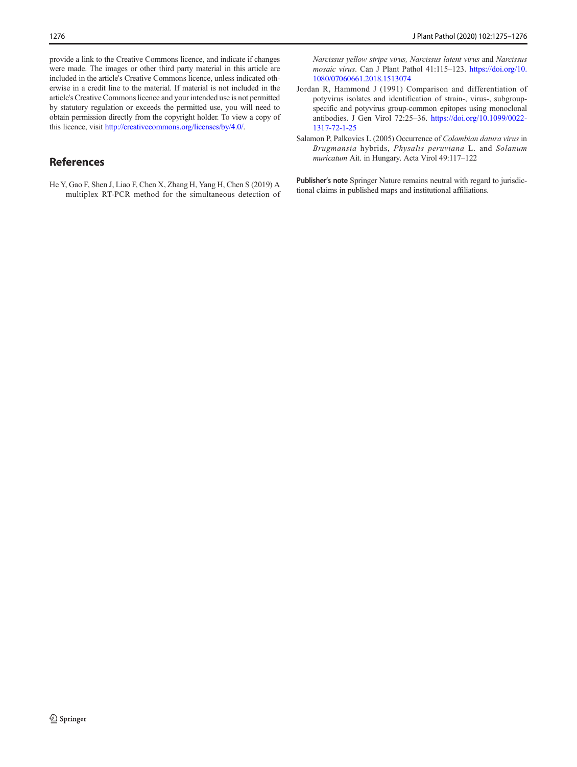provide a link to the Creative Commons licence, and indicate if changes were made. The images or other third party material in this article are included in the article's Creative Commons licence, unless indicated otherwise in a credit line to the material. If material is not included in the article's Creative Commons licence and your intended use is not permitted by statutory regulation or exceeds the permitted use, you will need to obtain permission directly from the copyright holder. To view a copy of this licence, visit http://creativecommons.org/licenses/by/4.0/.

## References

He Y, Gao F, Shen J, Liao F, Chen X, Zhang H, Yang H, Chen S (2019) A multiplex RT-PCR method for the simultaneous detection of *Narcissus yellow stripe virus, Narcissus latent virus* and *Narcissus mosaic virus*. Can J Plant Pathol 41:115–123. https://doi.org/10.1080/07060661.2018.1513074

Jordan R, Hammond J (1991) Comparison and differentiation of potyvirus isolates and identification of strain-, virus-, subgroup-specific and potyvirus group-common epitopes using monoclonal antibodies. J Gen Virol 72:25–36. https://doi.org/10.1099/0022-1317-72-1-25

Salamon P, Palkovics L (2005) Occurrence of *Colombian datura virus* in *Brugmansia* hybrids, *Physalis peruviana* L. and *Solanum muricatum* Ait. in Hungary. Acta Virol 49:117–122

**Publisher's note** Springer Nature remains neutral with regard to jurisdictional claims in published maps and institutional affiliations.